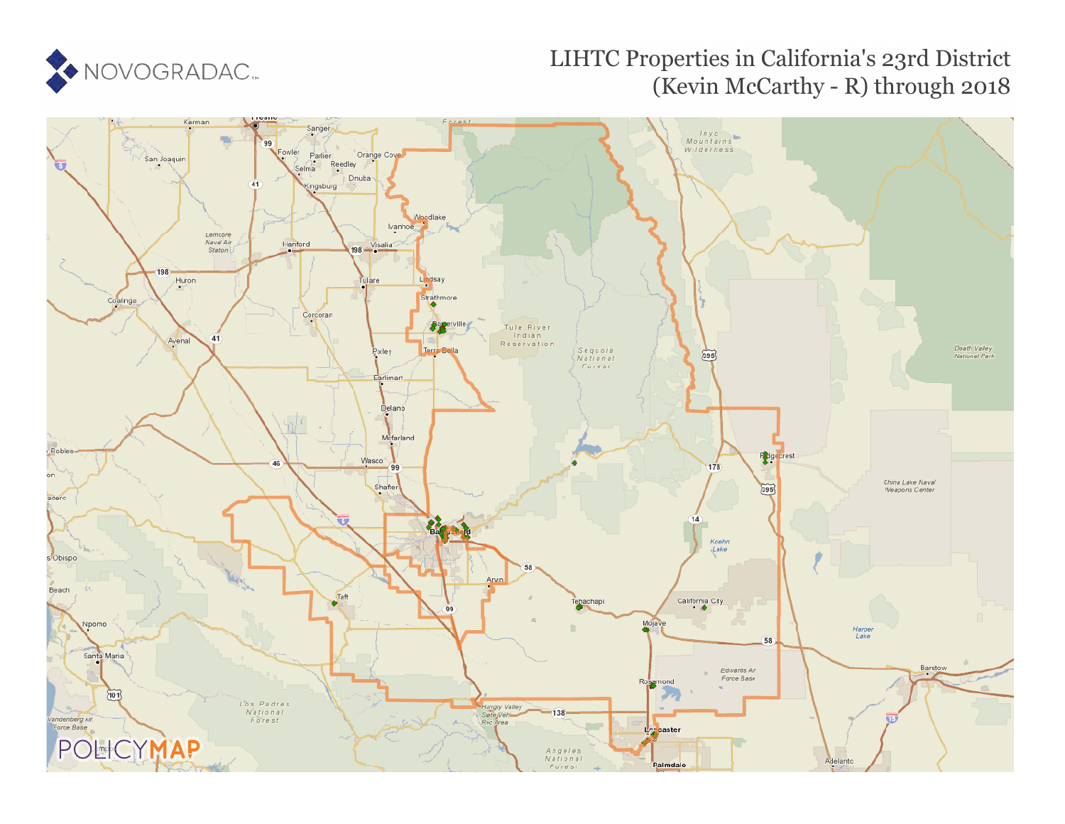NOVOGRADAC

# LIHTC Properties in California's 23rd District (Kevin McCarthy - R) through 2018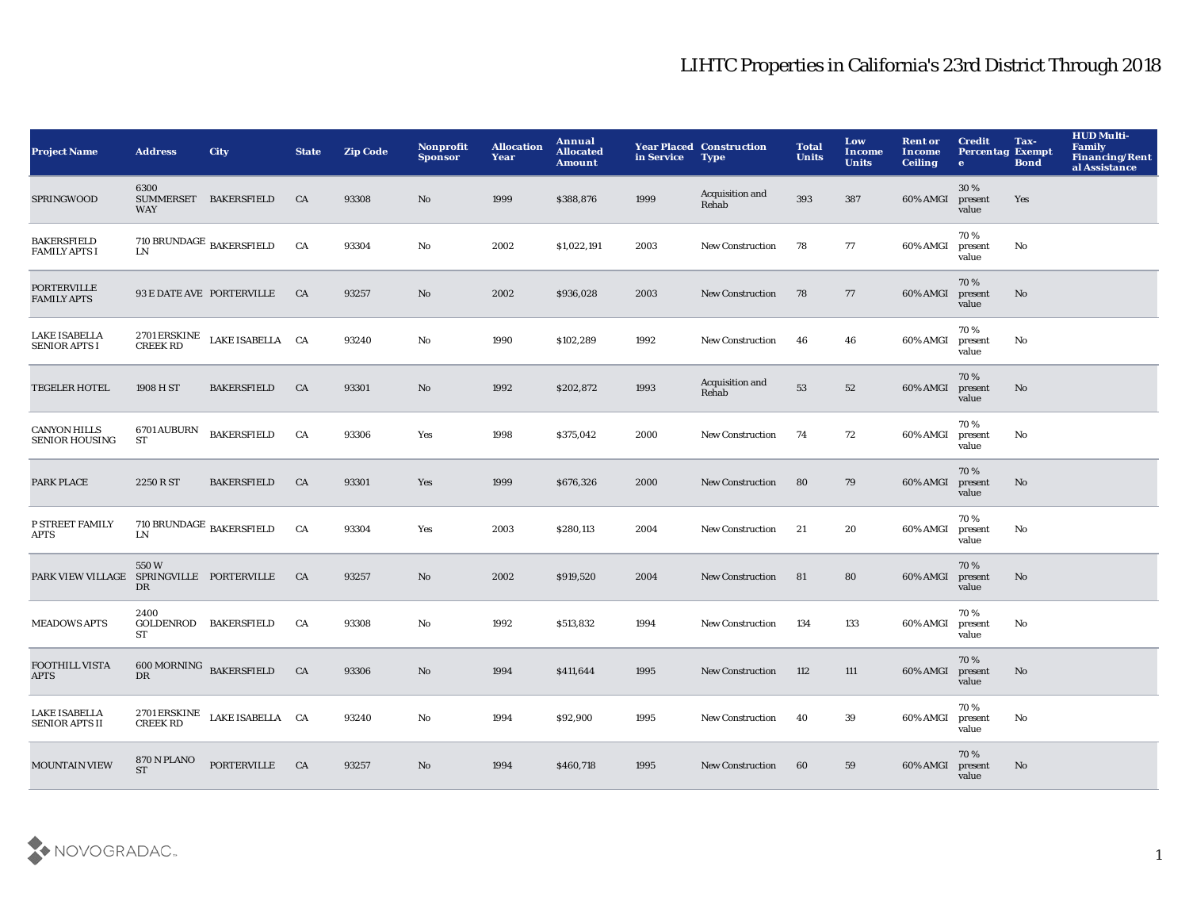# LIHTC Properties in California's 23rd District Through 2018

| Project Name | Address | City | State | Zip Code | Nonprofit Sponsor | Allocation Year | Annual Allocated Amount | Year Placed in Service | Construction Type | Total Units | Low Income Units | Rent or Income Ceiling | Credit Percentage | Tax-Exempt Bond | HUD Multi-Family Financing/Rental Assistance |
|---|---|---|---|---|---|---|---|---|---|---|---|---|---|---|---|
| SPRINGWOOD | 6300 SUMMERSET WAY | BAKERSFIELD | CA | 93308 | No | 1999 | $388,876 | 1999 | Acquisition and Rehab | 393 | 387 | 60% AMGI | 30 % present value | Yes | |
| BAKERSFIELD FAMILY APTS I | 710 BRUNDAGE LN | BAKERSFIELD | CA | 93304 | No | 2002 | $1,022,191 | 2003 | New Construction | 78 | 77 | 60% AMGI | 70 % present value | No | |
| PORTERVILLE FAMILY APTS | 93 E DATE AVE | PORTERVILLE | CA | 93257 | No | 2002 | $936,028 | 2003 | New Construction | 78 | 77 | 60% AMGI | 70 % present value | No | |
| LAKE ISABELLA SENIOR APTS I | 2701 ERSKINE CREEK RD | LAKE ISABELLA | CA | 93240 | No | 1990 | $102,289 | 1992 | New Construction | 46 | 46 | 60% AMGI | 70 % present value | No | |
| TEGELER HOTEL | 1908 H ST | BAKERSFIELD | CA | 93301 | No | 1992 | $202,872 | 1993 | Acquisition and Rehab | 53 | 52 | 60% AMGI | 70 % present value | No | |
| CANYON HILLS SENIOR HOUSING | 6701 AUBURN ST | BAKERSFIELD | CA | 93306 | Yes | 1998 | $375,042 | 2000 | New Construction | 74 | 72 | 60% AMGI | 70 % present value | No | |
| PARK PLACE | 2250 R ST | BAKERSFIELD | CA | 93301 | Yes | 1999 | $676,326 | 2000 | New Construction | 80 | 79 | 60% AMGI | 70 % present value | No | |
| P STREET FAMILY APTS | 710 BRUNDAGE LN | BAKERSFIELD | CA | 93304 | Yes | 2003 | $280,113 | 2004 | New Construction | 21 | 20 | 60% AMGI | 70 % present value | No | |
| PARK VIEW VILLAGE | 550 W SPRINGVILLE DR | PORTERVILLE | CA | 93257 | No | 2002 | $919,520 | 2004 | New Construction | 81 | 80 | 60% AMGI | 70 % present value | No | |
| MEADOWS APTS | 2400 GOLDENROD ST | BAKERSFIELD | CA | 93308 | No | 1992 | $513,832 | 1994 | New Construction | 134 | 133 | 60% AMGI | 70 % present value | No | |
| FOOTHILL VISTA APTS | 600 MORNING DR | BAKERSFIELD | CA | 93306 | No | 1994 | $411,644 | 1995 | New Construction | 112 | 111 | 60% AMGI | 70 % present value | No | |
| LAKE ISABELLA SENIOR APTS II | 2701 ERSKINE CREEK RD | LAKE ISABELLA | CA | 93240 | No | 1994 | $92,900 | 1995 | New Construction | 40 | 39 | 60% AMGI | 70 % present value | No | |
| MOUNTAIN VIEW | 870 N PLANO ST | PORTERVILLE | CA | 93257 | No | 1994 | $460,718 | 1995 | New Construction | 60 | 59 | 60% AMGI | 70 % present value | No | |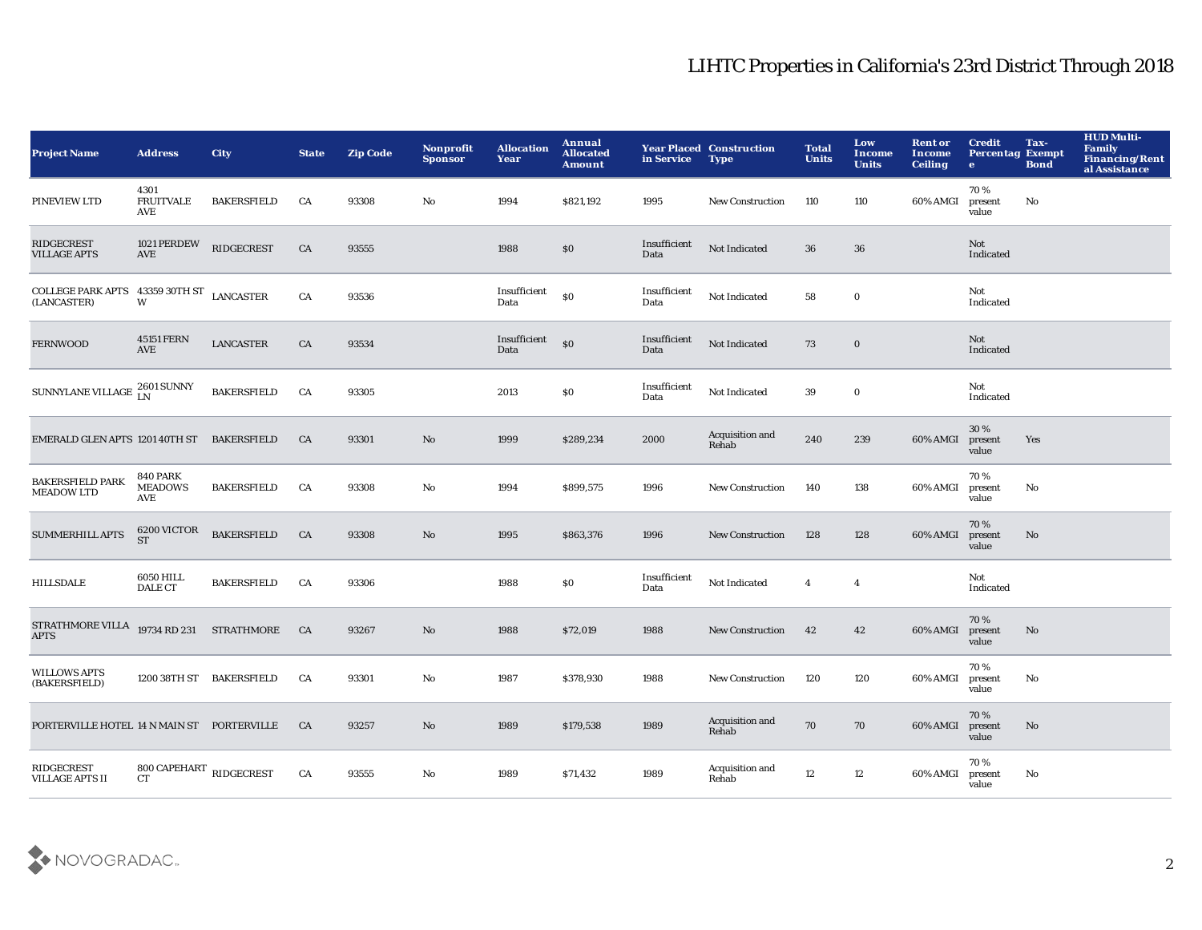# LIHTC Properties in California's 23rd District Through 2018

| Project Name | Address | City | State | Zip Code | Nonprofit Sponsor | Allocation Year | Annual Allocated Amount | Year Placed in Service | Construction Type | Total Units | Low Income Units | Rent or Income Ceiling | Credit Percentage | Tax-Exempt Bond | HUD Multi-Family Financing/Rental Assistance |
|---|---|---|---|---|---|---|---|---|---|---|---|---|---|---|---|
| PINEVIEW LTD | 4301 FRUITVALE AVE | BAKERSFIELD | CA | 93308 | No | 1994 | $821,192 | 1995 | New Construction | 110 | 110 | 60% AMGI | 70 % present value | No | |
| RIDGECREST VILLAGE APTS | 1021 PERDEW AVE | RIDGECREST | CA | 93555 | | 1988 | $0 | Insufficient Data | Not Indicated | 36 | 36 | | Not Indicated | | |
| COLLEGE PARK APTS (LANCASTER) | 43359 30TH ST W | LANCASTER | CA | 93536 | | Insufficient Data | $0 | Insufficient Data | Not Indicated | 58 | 0 | | Not Indicated | | |
| FERNWOOD | 45151 FERN AVE | LANCASTER | CA | 93534 | | Insufficient Data | $0 | Insufficient Data | Not Indicated | 73 | 0 | | Not Indicated | | |
| SUNNYLANE VILLAGE | 2601 SUNNY LN | BAKERSFIELD | CA | 93305 | | 2013 | $0 | Insufficient Data | Not Indicated | 39 | 0 | | Not Indicated | | |
| EMERALD GLEN APTS | 1201 40TH ST | BAKERSFIELD | CA | 93301 | No | 1999 | $289,234 | 2000 | Acquisition and Rehab | 240 | 239 | 60% AMGI | 30 % present value | Yes | |
| BAKERSFIELD PARK MEADOW LTD | 840 PARK MEADOWS AVE | BAKERSFIELD | CA | 93308 | No | 1994 | $899,575 | 1996 | New Construction | 140 | 138 | 60% AMGI | 70 % present value | No | |
| SUMMERHILL APTS | 6200 VICTOR ST | BAKERSFIELD | CA | 93308 | No | 1995 | $863,376 | 1996 | New Construction | 128 | 128 | 60% AMGI | 70 % present value | No | |
| HILLSDALE | 6050 HILL DALE CT | BAKERSFIELD | CA | 93306 | | 1988 | $0 | Insufficient Data | Not Indicated | 4 | 4 | | Not Indicated | | |
| STRATHMORE VILLA APTS | 19734 RD 231 | STRATHMORE | CA | 93267 | No | 1988 | $72,019 | 1988 | New Construction | 42 | 42 | 60% AMGI | 70 % present value | No | |
| WILLOWS APTS (BAKERSFIELD) | 1200 38TH ST | BAKERSFIELD | CA | 93301 | No | 1987 | $378,930 | 1988 | New Construction | 120 | 120 | 60% AMGI | 70 % present value | No | |
| PORTERVILLE HOTEL | 14 N MAIN ST | PORTERVILLE | CA | 93257 | No | 1989 | $179,538 | 1989 | Acquisition and Rehab | 70 | 70 | 60% AMGI | 70 % present value | No | |
| RIDGECREST VILLAGE APTS II | 800 CAPEHART CT | RIDGECREST | CA | 93555 | No | 1989 | $71,432 | 1989 | Acquisition and Rehab | 12 | 12 | 60% AMGI | 70 % present value | No | |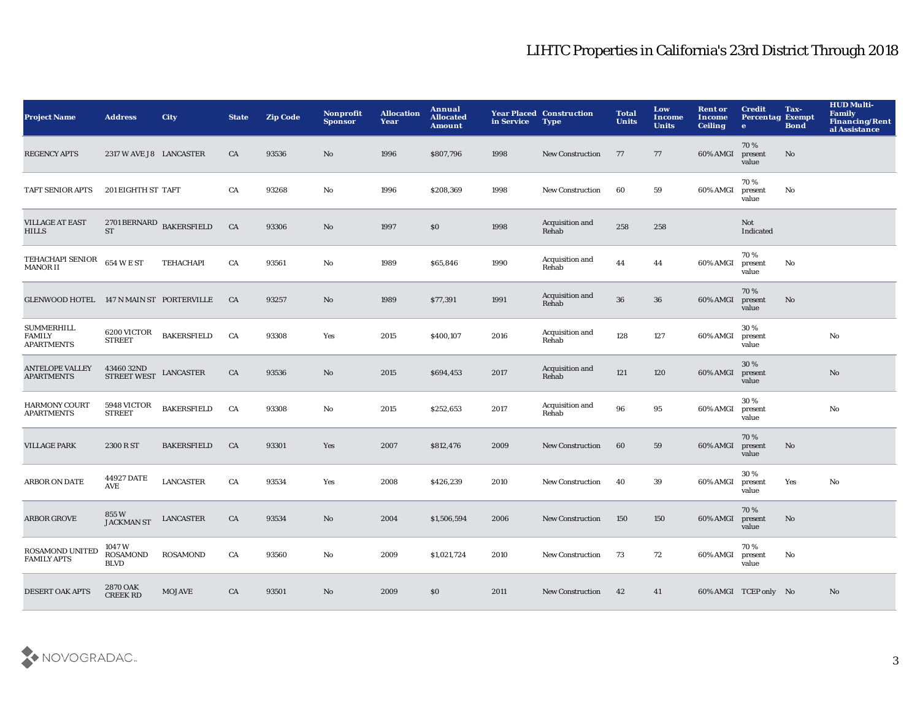## LIHTC Properties in California's 23rd District Through 2018

| Project Name | Address | City | State | Zip Code | Nonprofit Sponsor | Allocation Year | Annual Allocated Amount | Year Placed in Service | Construction Type | Total Units | Low Income Units | Rent or Income Ceiling | Credit Percentage | Tax-Exempt Bond | HUD Multi-Family Financing/Rental Assistance |
|---|---|---|---|---|---|---|---|---|---|---|---|---|---|---|---|
| REGENCY APTS | 2317 W AVE J8 | LANCASTER | CA | 93536 | No | 1996 | $807,796 | 1998 | New Construction | 77 | 77 | 60% AMGI | 70 % present value | No | |
| TAFT SENIOR APTS | 201 EIGHTH ST | TAFT | CA | 93268 | No | 1996 | $208,369 | 1998 | New Construction | 60 | 59 | 60% AMGI | 70 % present value | No | |
| VILLAGE AT EAST HILLS | 2701 BERNARD ST | BAKERSFIELD | CA | 93306 | No | 1997 | $0 | 1998 | Acquisition and Rehab | 258 | 258 | | Not Indicated | | |
| TEHACHAPI SENIOR MANOR II | 654 W E ST | TEHACHAPI | CA | 93561 | No | 1989 | $65,846 | 1990 | Acquisition and Rehab | 44 | 44 | 60% AMGI | 70 % present value | No | |
| GLENWOOD HOTEL | 147 N MAIN ST | PORTERVILLE | CA | 93257 | No | 1989 | $77,391 | 1991 | Acquisition and Rehab | 36 | 36 | 60% AMGI | 70 % present value | No | |
| SUMMERHILL FAMILY APARTMENTS | 6200 VICTOR STREET | BAKERSFIELD | CA | 93308 | Yes | 2015 | $400,107 | 2016 | Acquisition and Rehab | 128 | 127 | 60% AMGI | 30 % present value | | No |
| ANTELOPE VALLEY APARTMENTS | 43460 32ND STREET WEST | LANCASTER | CA | 93536 | No | 2015 | $694,453 | 2017 | Acquisition and Rehab | 121 | 120 | 60% AMGI | 30 % present value | | No |
| HARMONY COURT APARTMENTS | 5948 VICTOR STREET | BAKERSFIELD | CA | 93308 | No | 2015 | $252,653 | 2017 | Acquisition and Rehab | 96 | 95 | 60% AMGI | 30 % present value | | No |
| VILLAGE PARK | 2300 R ST | BAKERSFIELD | CA | 93301 | Yes | 2007 | $812,476 | 2009 | New Construction | 60 | 59 | 60% AMGI | 70 % present value | No | |
| ARBOR ON DATE | 44927 DATE AVE | LANCASTER | CA | 93534 | Yes | 2008 | $426,239 | 2010 | New Construction | 40 | 39 | 60% AMGI | 30 % present value | Yes | No |
| ARBOR GROVE | 855 W JACKMAN ST | LANCASTER | CA | 93534 | No | 2004 | $1,506,594 | 2006 | New Construction | 150 | 150 | 60% AMGI | 70 % present value | No | |
| ROSAMOND UNITED FAMILY APTS | 1047 W ROSAMOND BLVD | ROSAMOND | CA | 93560 | No | 2009 | $1,021,724 | 2010 | New Construction | 73 | 72 | 60% AMGI | 70 % present value | No | |
| DESERT OAK APTS | 2870 OAK CREEK RD | MOJAVE | CA | 93501 | No | 2009 | $0 | 2011 | New Construction | 42 | 41 | 60% AMGI | TCEP only | No | No |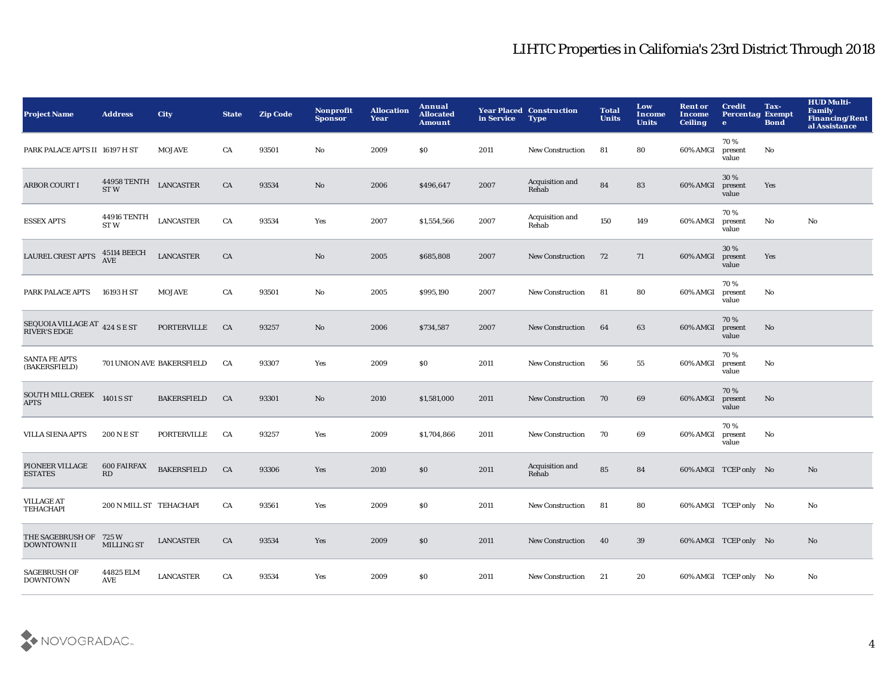# LIHTC Properties in California's 23rd District Through 2018

| Project Name | Address | City | State | Zip Code | Nonprofit Sponsor | Allocation Year | Annual Allocated Amount | Year Placed in Service | Construction Type | Total Units | Low Income Units | Rent or Income Ceiling | Credit Percentage | Tax-Exempt Bond | HUD Multi-Family Financing/Rental Assistance |
|---|---|---|---|---|---|---|---|---|---|---|---|---|---|---|---|
| PARK PALACE APTS II | 16197 H ST | MOJAVE | CA | 93501 | No | 2009 | $0 | 2011 | New Construction | 81 | 80 | 60% AMGI | 70 % present value | No | |
| ARBOR COURT I | 44958 TENTH ST W | LANCASTER | CA | 93534 | No | 2006 | $496,647 | 2007 | Acquisition and Rehab | 84 | 83 | 60% AMGI | 30 % present value | Yes | |
| ESSEX APTS | 44916 TENTH ST W | LANCASTER | CA | 93534 | Yes | 2007 | $1,554,566 | 2007 | Acquisition and Rehab | 150 | 149 | 60% AMGI | 70 % present value | No | No |
| LAUREL CREST APTS | 45114 BEECH AVE | LANCASTER | CA | | No | 2005 | $685,808 | 2007 | New Construction | 72 | 71 | 60% AMGI | 30 % present value | Yes | |
| PARK PALACE APTS | 16193 H ST | MOJAVE | CA | 93501 | No | 2005 | $995,190 | 2007 | New Construction | 81 | 80 | 60% AMGI | 70 % present value | No | |
| SEQUOIA VILLAGE AT RIVER'S EDGE | 424 S E ST | PORTERVILLE | CA | 93257 | No | 2006 | $734,587 | 2007 | New Construction | 64 | 63 | 60% AMGI | 70 % present value | No | |
| SANTA FE APTS (BAKERSFIELD) | 701 UNION AVE | BAKERSFIELD | CA | 93307 | Yes | 2009 | $0 | 2011 | New Construction | 56 | 55 | 60% AMGI | 70 % present value | No | |
| SOUTH MILL CREEK APTS | 1401 S ST | BAKERSFIELD | CA | 93301 | No | 2010 | $1,581,000 | 2011 | New Construction | 70 | 69 | 60% AMGI | 70 % present value | No | |
| VILLA SIENA APTS | 200 N E ST | PORTERVILLE | CA | 93257 | Yes | 2009 | $1,704,866 | 2011 | New Construction | 70 | 69 | 60% AMGI | 70 % present value | No | |
| PIONEER VILLAGE ESTATES | 600 FAIRFAX RD | BAKERSFIELD | CA | 93306 | Yes | 2010 | $0 | 2011 | Acquisition and Rehab | 85 | 84 | 60% AMGI | TCEP only | No | No |
| VILLAGE AT TEHACHAPI | 200 N MILL ST | TEHACHAPI | CA | 93561 | Yes | 2009 | $0 | 2011 | New Construction | 81 | 80 | 60% AMGI | TCEP only | No | No |
| THE SAGEBRUSH OF DOWNTOWN II | 725 W MILLING ST | LANCASTER | CA | 93534 | Yes | 2009 | $0 | 2011 | New Construction | 40 | 39 | 60% AMGI | TCEP only | No | No |
| SAGEBRUSH OF DOWNTOWN | 44825 ELM AVE | LANCASTER | CA | 93534 | Yes | 2009 | $0 | 2011 | New Construction | 21 | 20 | 60% AMGI | TCEP only | No | No |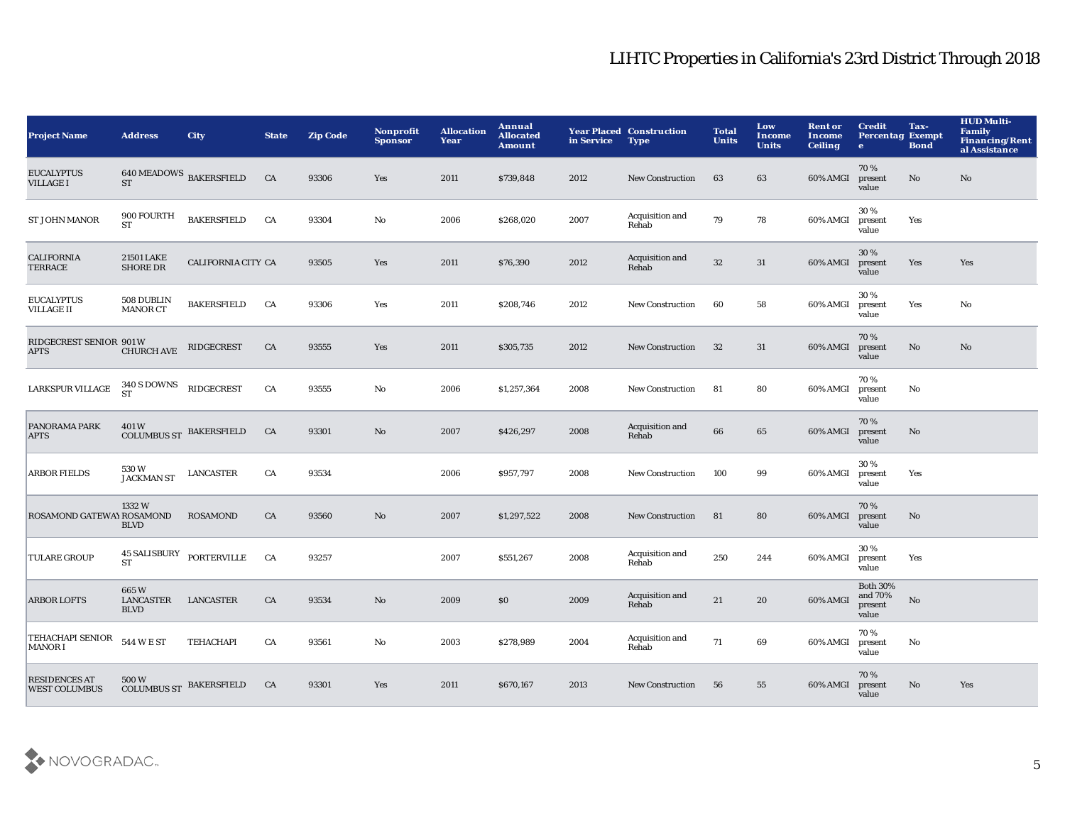# LIHTC Properties in California's 23rd District Through 2018

| Project Name | Address | City | State | Zip Code | Nonprofit Sponsor | Allocation Year | Annual Allocated Amount | Year Placed in Service | Construction Type | Total Units | Low Income Units | Rent or Income Ceiling | Credit Percentage | Tax-Exempt Bond | HUD Multi-Family Financing/Rental Assistance |
|---|---|---|---|---|---|---|---|---|---|---|---|---|---|---|---|
| EUCALYPTUS VILLAGE I | 640 MEADOWS ST | BAKERSFIELD | CA | 93306 | Yes | 2011 | $739,848 | 2012 | New Construction | 63 | 63 | 60% AMGI | 70 % present value | No | No |
| ST JOHN MANOR | 900 FOURTH ST | BAKERSFIELD | CA | 93304 | No | 2006 | $268,020 | 2007 | Acquisition and Rehab | 79 | 78 | 60% AMGI | 30 % present value | Yes | |
| CALIFORNIA TERRACE | 21501 LAKE SHORE DR | CALIFORNIA CITY | CA | 93505 | Yes | 2011 | $76,390 | 2012 | Acquisition and Rehab | 32 | 31 | 60% AMGI | 30 % present value | Yes | Yes |
| EUCALYPTUS VILLAGE II | 508 DUBLIN MANOR CT | BAKERSFIELD | CA | 93306 | Yes | 2011 | $208,746 | 2012 | New Construction | 60 | 58 | 60% AMGI | 30 % present value | Yes | No |
| RIDGECREST SENIOR APTS | 901 W CHURCH AVE | RIDGECREST | CA | 93555 | Yes | 2011 | $305,735 | 2012 | New Construction | 32 | 31 | 60% AMGI | 70 % present value | No | No |
| LARKSPUR VILLAGE | 340 S DOWNS ST | RIDGECREST | CA | 93555 | No | 2006 | $1,257,364 | 2008 | New Construction | 81 | 80 | 60% AMGI | 70 % present value | No | |
| PANORAMA PARK APTS | 401 W COLUMBUS ST | BAKERSFIELD | CA | 93301 | No | 2007 | $426,297 | 2008 | Acquisition and Rehab | 66 | 65 | 60% AMGI | 70 % present value | No | |
| ARBOR FIELDS | 530 W JACKMAN ST | LANCASTER | CA | 93534 | | 2006 | $957,797 | 2008 | New Construction | 100 | 99 | 60% AMGI | 30 % present value | Yes | |
| ROSAMOND GATEWAY | 1332 W ROSAMOND BLVD | ROSAMOND | CA | 93560 | No | 2007 | $1,297,522 | 2008 | New Construction | 81 | 80 | 60% AMGI | 70 % present value | No | |
| TULARE GROUP | 45 SALISBURY ST | PORTERVILLE | CA | 93257 | | 2007 | $551,267 | 2008 | Acquisition and Rehab | 250 | 244 | 60% AMGI | 30 % present value | Yes | |
| ARBOR LOFTS | 665 W LANCASTER BLVD | LANCASTER | CA | 93534 | No | 2009 | $0 | 2009 | Acquisition and Rehab | 21 | 20 | 60% AMGI | Both 30% and 70% present value | No | |
| TEHACHAPI SENIOR MANOR I | 544 W E ST | TEHACHAPI | CA | 93561 | No | 2003 | $278,989 | 2004 | Acquisition and Rehab | 71 | 69 | 60% AMGI | 70 % present value | No | |
| RESIDENCES AT WEST COLUMBUS | 500 W COLUMBUS ST | BAKERSFIELD | CA | 93301 | Yes | 2011 | $670,167 | 2013 | New Construction | 56 | 55 | 60% AMGI | 70 % present value | No | Yes |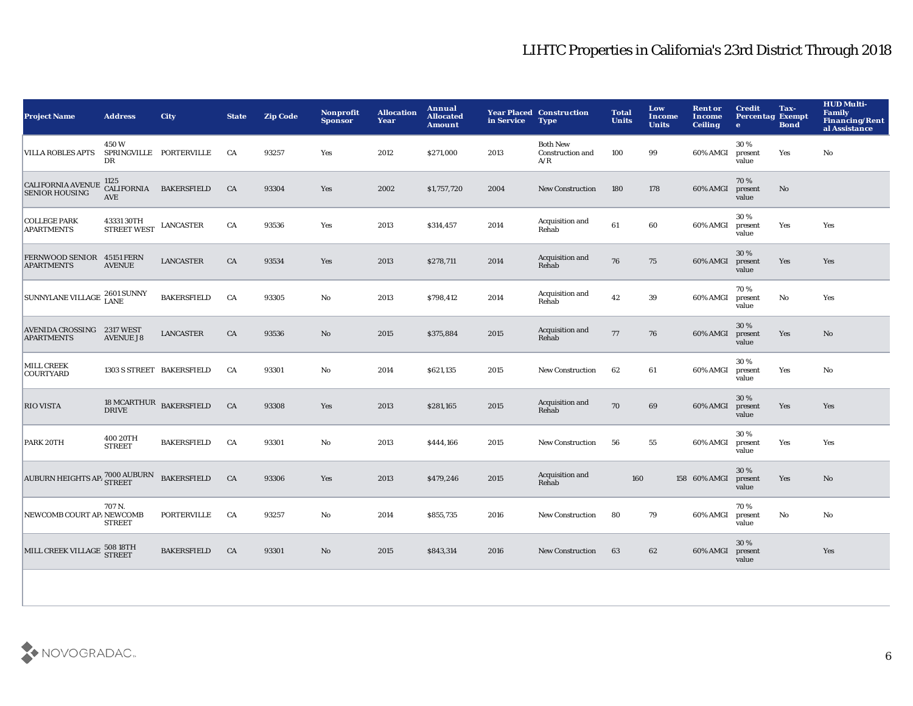# LIHTC Properties in California's 23rd District Through 2018

| Project Name | Address | City | State | Zip Code | Nonprofit Sponsor | Allocation Year | Annual Allocated Amount | Year Placed in Service | Construction Type | Total Units | Low Income Units | Rent or Income Ceiling | Credit Percentage | Tax-Exempt Bond | HUD Multi-Family Financing/Rental Assistance |
|---|---|---|---|---|---|---|---|---|---|---|---|---|---|---|---|
| VILLA ROBLES APTS | 450 W SPRINGVILLE DR | PORTERVILLE | CA | 93257 | Yes | 2012 | $271,000 | 2013 | Both New Construction and A/R | 100 | 99 | 60% AMGI | 30 % present value | Yes | No |
| CALIFORNIA AVENUE SENIOR HOUSING | 1125 CALIFORNIA AVE | BAKERSFIELD | CA | 93304 | Yes | 2002 | $1,757,720 | 2004 | New Construction | 180 | 178 | 60% AMGI | 70 % present value | No | |
| COLLEGE PARK APARTMENTS | 43331 30TH STREET WEST | LANCASTER | CA | 93536 | Yes | 2013 | $314,457 | 2014 | Acquisition and Rehab | 61 | 60 | 60% AMGI | 30 % present value | Yes | Yes |
| FERNWOOD SENIOR APARTMENTS | 45151 FERN AVENUE | LANCASTER | CA | 93534 | Yes | 2013 | $278,711 | 2014 | Acquisition and Rehab | 76 | 75 | 60% AMGI | 30 % present value | Yes | Yes |
| SUNNYLANE VILLAGE | 2601 SUNNY LANE | BAKERSFIELD | CA | 93305 | No | 2013 | $798,412 | 2014 | Acquisition and Rehab | 42 | 39 | 60% AMGI | 70 % present value | No | Yes |
| AVENIDA CROSSING APARTMENTS | 2317 WEST AVENUE J 8 | LANCASTER | CA | 93536 | No | 2015 | $375,884 | 2015 | Acquisition and Rehab | 77 | 76 | 60% AMGI | 30 % present value | Yes | No |
| MILL CREEK COURTYARD | 1303 S STREET | BAKERSFIELD | CA | 93301 | No | 2014 | $621,135 | 2015 | New Construction | 62 | 61 | 60% AMGI | 30 % present value | Yes | No |
| RIO VISTA | 18 MCARTHUR DRIVE | BAKERSFIELD | CA | 93308 | Yes | 2013 | $281,165 | 2015 | Acquisition and Rehab | 70 | 69 | 60% AMGI | 30 % present value | Yes | Yes |
| PARK 20TH | 400 20TH STREET | BAKERSFIELD | CA | 93301 | No | 2013 | $444,166 | 2015 | New Construction | 56 | 55 | 60% AMGI | 30 % present value | Yes | Yes |
| AUBURN HEIGHTS AP/ | 7000 AUBURN STREET | BAKERSFIELD | CA | 93306 | Yes | 2013 | $479,246 | 2015 | Acquisition and Rehab | 160 | 158 | 60% AMGI | 30 % present value | Yes | No |
| NEWCOMB COURT AP/ | 707 N. NEWCOMB STREET | PORTERVILLE | CA | 93257 | No | 2014 | $855,735 | 2016 | New Construction | 80 | 79 | 60% AMGI | 70 % present value | No | No |
| MILL CREEK VILLAGE | 508 18TH STREET | BAKERSFIELD | CA | 93301 | No | 2015 | $843,314 | 2016 | New Construction | 63 | 62 | 60% AMGI | 30 % present value | | Yes |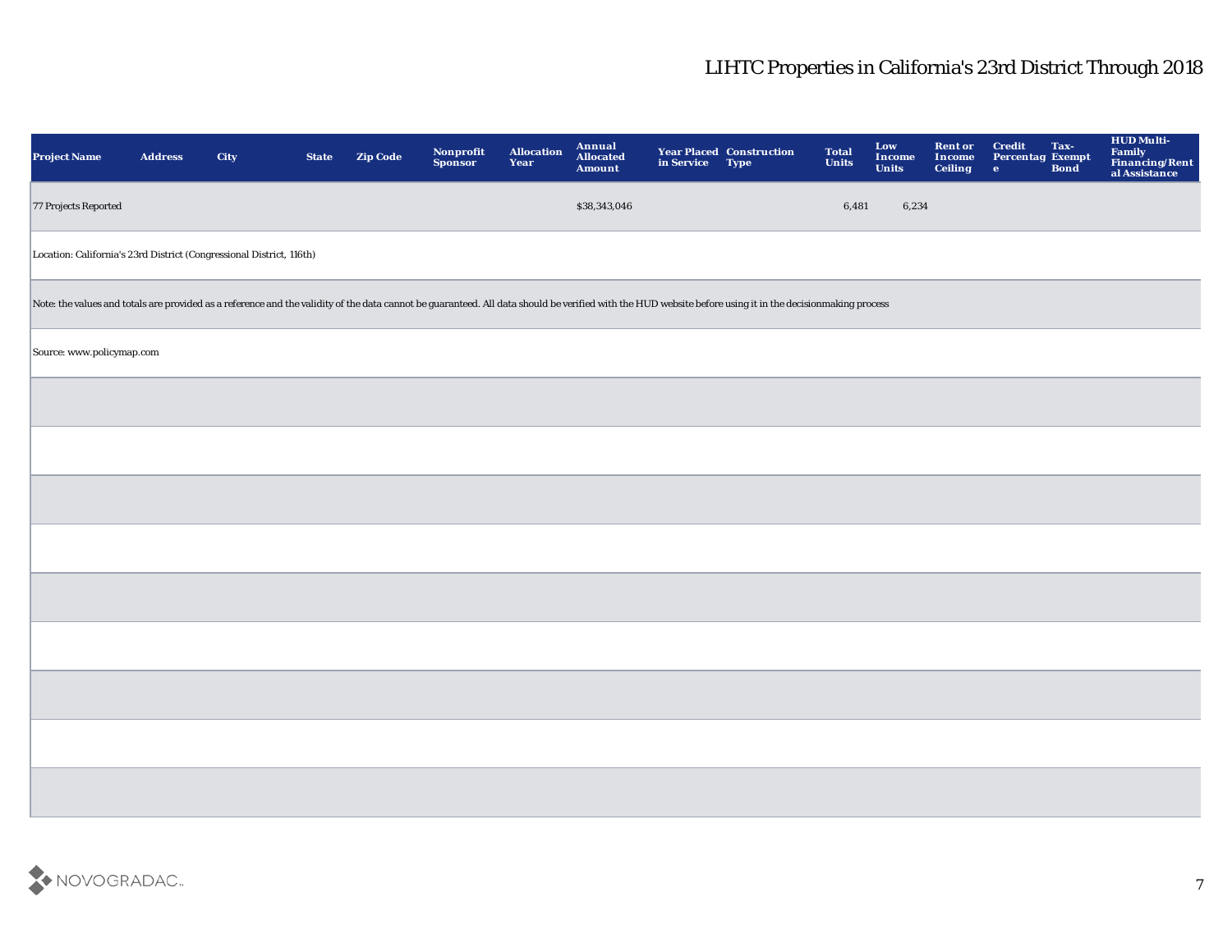# LIHTC Properties in California's 23rd District Through 2018

| Project Name | Address | City | State | Zip Code | Nonprofit Sponsor | Allocation Year | Annual Allocated Amount | Year Placed in Service | Construction Type | Total Units | Low Income Units | Rent or Income Ceiling | Credit Percentage | Tax-Exempt Bond | HUD Multi-Family Financing/Rental Assistance |
|---|---|---|---|---|---|---|---|---|---|---|---|---|---|---|---|
| 77 Projects Reported | | | | | | | $38,343,046 | | | 6,481 | 6,234 | | | | |
| Location: California's 23rd District (Congressional District, 116th) | | | | | | | | | | | | | | | |
| Note: the values and totals are provided as a reference and the validity of the data cannot be guaranteed. All data should be verified with the HUD website before using it in the decisionmaking process | | | | | | | | | | | | | | | |
| Source: www.policymap.com | | | | | | | | | | | | | | | |